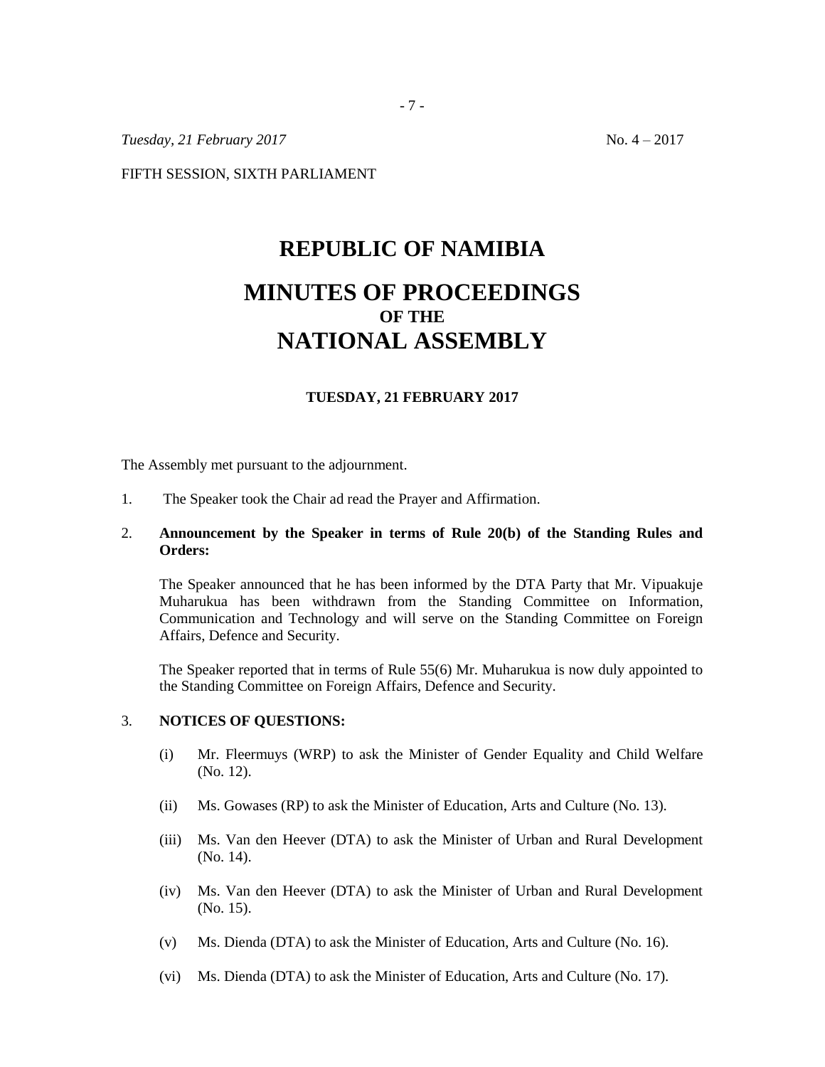*Tuesday, 21 February 2017* No. 4 – 2017

FIFTH SESSION, SIXTH PARLIAMENT

# REPUBLIC OF NAMIBIA

# MINUTES OF PROCEEDINGS
### OF THE
# NATIONAL ASSEMBLY

**TUESDAY, 21 FEBRUARY 2017**

The Assembly met pursuant to the adjournment.

1. The Speaker took the Chair ad read the Prayer and Affirmation.

2. **Announcement by the Speaker in terms of Rule 20(b) of the Standing Rules and Orders:**

   The Speaker announced that he has been informed by the DTA Party that Mr. Vipuakuje Muharukua has been withdrawn from the Standing Committee on Information, Communication and Technology and will serve on the Standing Committee on Foreign Affairs, Defence and Security.

   The Speaker reported that in terms of Rule 55(6) Mr. Muharukua is now duly appointed to the Standing Committee on Foreign Affairs, Defence and Security.

3. **NOTICES OF QUESTIONS:**

   (i) Mr. Fleermuys (WRP) to ask the Minister of Gender Equality and Child Welfare (No. 12).

   (ii) Ms. Gowases (RP) to ask the Minister of Education, Arts and Culture (No. 13).

   (iii) Ms. Van den Heever (DTA) to ask the Minister of Urban and Rural Development (No. 14).

   (iv) Ms. Van den Heever (DTA) to ask the Minister of Urban and Rural Development (No. 15).

   (v) Ms. Dienda (DTA) to ask the Minister of Education, Arts and Culture (No. 16).

   (vi) Ms. Dienda (DTA) to ask the Minister of Education, Arts and Culture (No. 17).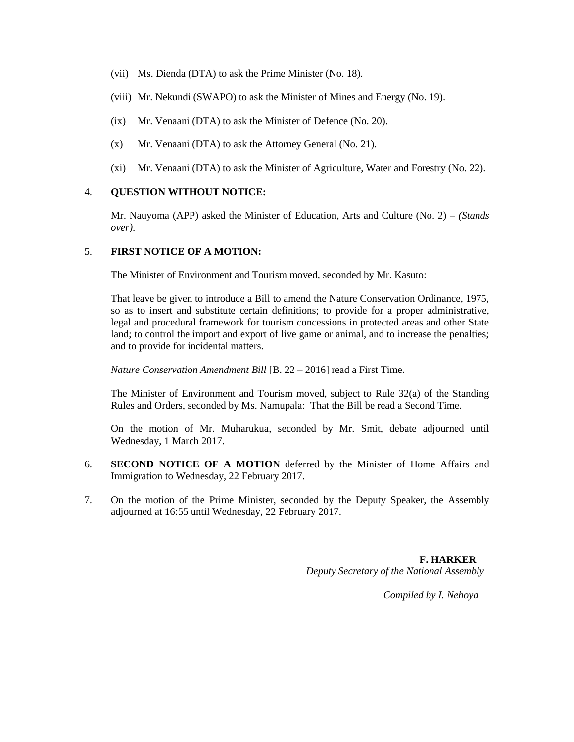(vii) Ms. Dienda (DTA) to ask the Prime Minister (No. 18).

(viii) Mr. Nekundi (SWAPO) to ask the Minister of Mines and Energy (No. 19).

(ix) Mr. Venaani (DTA) to ask the Minister of Defence (No. 20).

(x) Mr. Venaani (DTA) to ask the Attorney General (No. 21).

(xi) Mr. Venaani (DTA) to ask the Minister of Agriculture, Water and Forestry (No. 22).

4. **QUESTION WITHOUT NOTICE:**

Mr. Nauyoma (APP) asked the Minister of Education, Arts and Culture (No. 2) – *(Stands over)*.

5. **FIRST NOTICE OF A MOTION:**

The Minister of Environment and Tourism moved, seconded by Mr. Kasuto:

That leave be given to introduce a Bill to amend the Nature Conservation Ordinance, 1975, so as to insert and substitute certain definitions; to provide for a proper administrative, legal and procedural framework for tourism concessions in protected areas and other State land; to control the import and export of live game or animal, and to increase the penalties; and to provide for incidental matters.

*Nature Conservation Amendment Bill* [B. 22 – 2016] read a First Time.

The Minister of Environment and Tourism moved, subject to Rule 32(a) of the Standing Rules and Orders, seconded by Ms. Namupala: That the Bill be read a Second Time.

On the motion of Mr. Muharukua, seconded by Mr. Smit, debate adjourned until Wednesday, 1 March 2017.

6. **SECOND NOTICE OF A MOTION** deferred by the Minister of Home Affairs and Immigration to Wednesday, 22 February 2017.

7. On the motion of the Prime Minister, seconded by the Deputy Speaker, the Assembly adjourned at 16:55 until Wednesday, 22 February 2017.

**F. HARKER**
*Deputy Secretary of the National Assembly*

*Compiled by I. Nehoya*